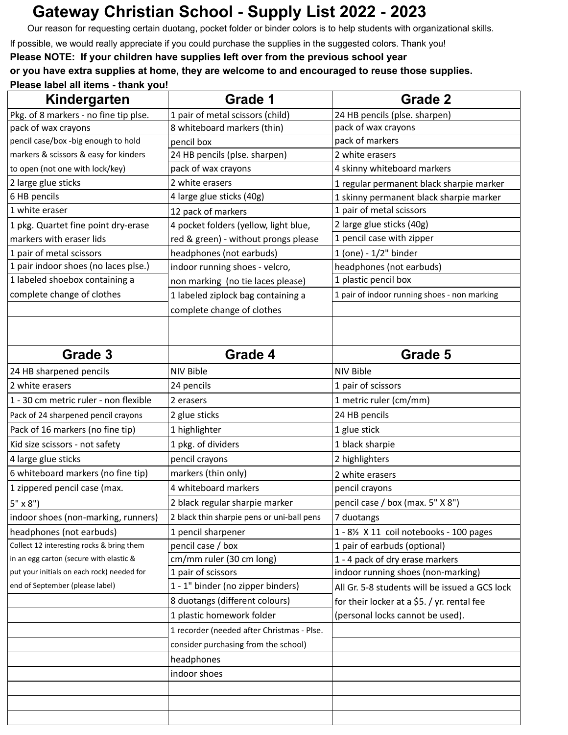# Gateway Christian School - Supply List 2022 - 2023

Our reason for requesting certain duotang, pocket folder or binder colors is to help students with organizational skills.

If possible, we would really appreciate if you could purchase the supplies in the suggested colors. Thank you!

**Please NOTE: If your children have supplies left over from the previous school year or you have extra supplies at home, they are welcome to and encouraged to reuse those supplies.**

**Please label all items - thank you!**

| Kindergarten | Grade 1 | Grade 2 |
|---|---|---|
| Pkg. of 8 markers - no fine tip plse. | 1 pair of metal scissors (child) | 24 HB pencils (plse. sharpen) |
| pack of wax crayons | 8 whiteboard markers (thin) | pack of wax crayons |
| pencil case/box -big enough to hold markers & scissors & easy for kinders to open (not one with lock/key) | pencil box | pack of markers |
| | 24 HB pencils (plse. sharpen) | 2 white erasers |
| | pack of wax crayons | 4 skinny whiteboard markers |
| 2 large glue sticks | 2 white erasers | 1 regular permanent black sharpie marker |
| 6 HB pencils | 4 large glue sticks (40g) | 1 skinny permanent black sharpie marker |
| 1 white eraser | 12 pack of markers | 1 pair of metal scissors |
| 1 pkg. Quartet fine point dry-erase markers with eraser lids | 4 pocket folders (yellow, light blue, red & green) - without prongs please | 2 large glue sticks (40g) |
| | | 1 pencil case with zipper |
| 1 pair of metal scissors | headphones (not earbuds) | 1 (one) - 1/2" binder |
| 1 pair indoor shoes (no laces plse.) | indoor running shoes - velcro, non marking (no tie laces please) | headphones (not earbuds) |
| 1 labeled shoebox containing a complete change of clothes | | 1 plastic pencil box |
| | 1 labeled ziplock bag containing a complete change of clothes | 1 pair of indoor running shoes - non marking |

| Grade 3 | Grade 4 | Grade 5 |
|---|---|---|
| 24 HB sharpened pencils | NIV Bible | NIV Bible |
| 2 white erasers | 24 pencils | 1 pair of scissors |
| 1 - 30 cm metric ruler - non flexible | 2 erasers | 1 metric ruler (cm/mm) |
| Pack of 24 sharpened pencil crayons | 2 glue sticks | 24 HB pencils |
| Pack of 16 markers (no fine tip) | 1 highlighter | 1 glue stick |
| Kid size scissors - not safety | 1 pkg. of dividers | 1 black sharpie |
| 4 large glue sticks | pencil crayons | 2 highlighters |
| 6 whiteboard markers (no fine tip) | markers (thin only) | 2 white erasers |
| 1 zippered pencil case (max. 5" x 8") | 4 whiteboard markers | pencil crayons |
| | 2 black regular sharpie marker | pencil case / box (max. 5" X 8") |
| indoor shoes (non-marking, runners) | 2 black thin sharpie pens or uni-ball pens | 7 duotangs |
| headphones (not earbuds) | 1 pencil sharpener | 1 - 8½ X 11 coil notebooks - 100 pages |
| Collect 12 interesting rocks & bring them in an egg carton (secure with elastic & put your initials on each rock) needed for end of September (please label) | pencil case / box | 1 pair of earbuds (optional) |
| | cm/mm ruler (30 cm long) | 1 - 4 pack of dry erase markers |
| | 1 pair of scissors | indoor running shoes (non-marking) |
| | 1 - 1" binder (no zipper binders) | All Gr. 5-8 students will be issued a GCS lock for their locker at a $5. / yr. rental fee (personal locks cannot be used). |
| | 8 duotangs (different colours) | |
| | 1 plastic homework folder | |
| | 1 recorder (needed after Christmas - Plse. consider purchasing from the school) | |
| | headphones | |
| | indoor shoes | |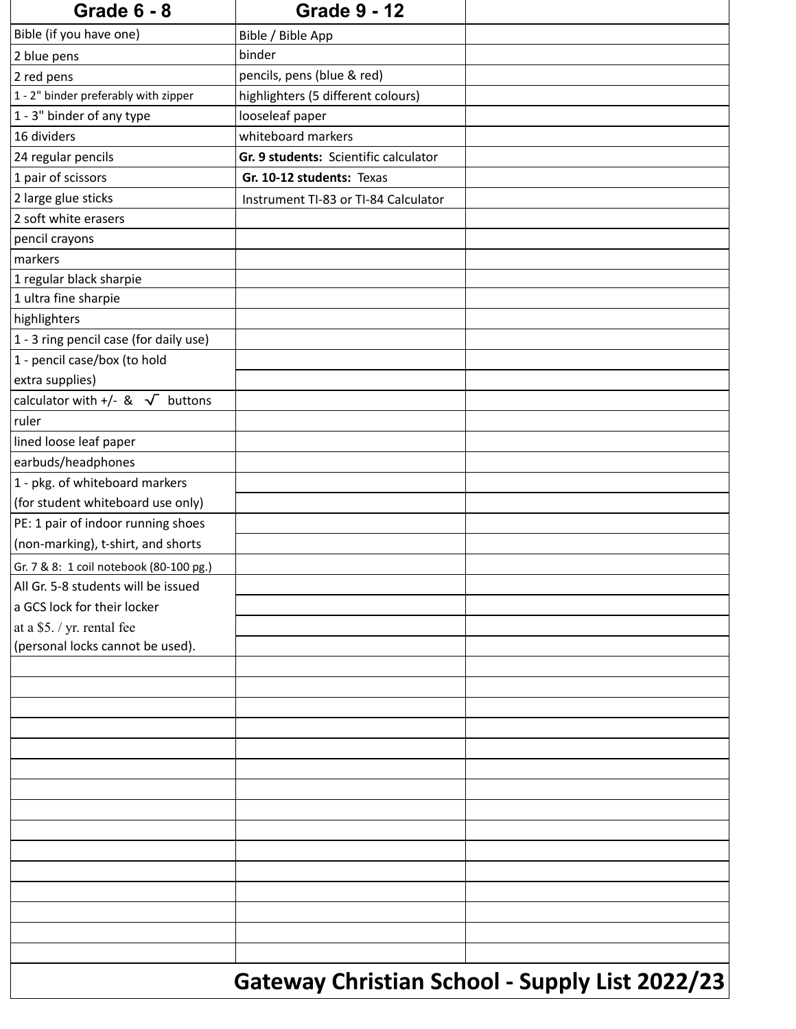| Grade 6 - 8 | Grade 9 - 12 | |
|---|---|---|
| Bible (if you have one) | Bible / Bible App | |
| 2 blue pens | binder | |
| 2 red pens | pencils, pens (blue & red) | |
| 1 - 2" binder preferably with zipper | highlighters (5 different colours) | |
| 1 - 3" binder of any type | looseleaf paper | |
| 16 dividers | whiteboard markers | |
| 24 regular pencils | **Gr. 9 students:** Scientific calculator | |
| 1 pair of scissors | **Gr. 10-12 students:** Texas | |
| 2 large glue sticks | Instrument TI-83 or TI-84 Calculator | |
| 2 soft white erasers | | |
| pencil crayons | | |
| markers | | |
| 1 regular black sharpie | | |
| 1 ultra fine sharpie | | |
| highlighters | | |
| 1 - 3 ring pencil case (for daily use) | | |
| 1 - pencil case/box (to hold | | |
| extra supplies) | | |
| calculator with +/- & √ buttons | | |
| ruler | | |
| lined loose leaf paper | | |
| earbuds/headphones | | |
| 1 - pkg. of whiteboard markers | | |
| (for student whiteboard use only) | | |
| PE: 1 pair of indoor running shoes | | |
| (non-marking), t-shirt, and shorts | | |
| Gr. 7 & 8: 1 coil notebook (80-100 pg.) | | |
| All Gr. 5-8 students will be issued | | |
| a GCS lock for their locker | | |
| at a $5. / yr. rental fee | | |
| (personal locks cannot be used). | | |

**Gateway Christian School - Supply List 2022/23**